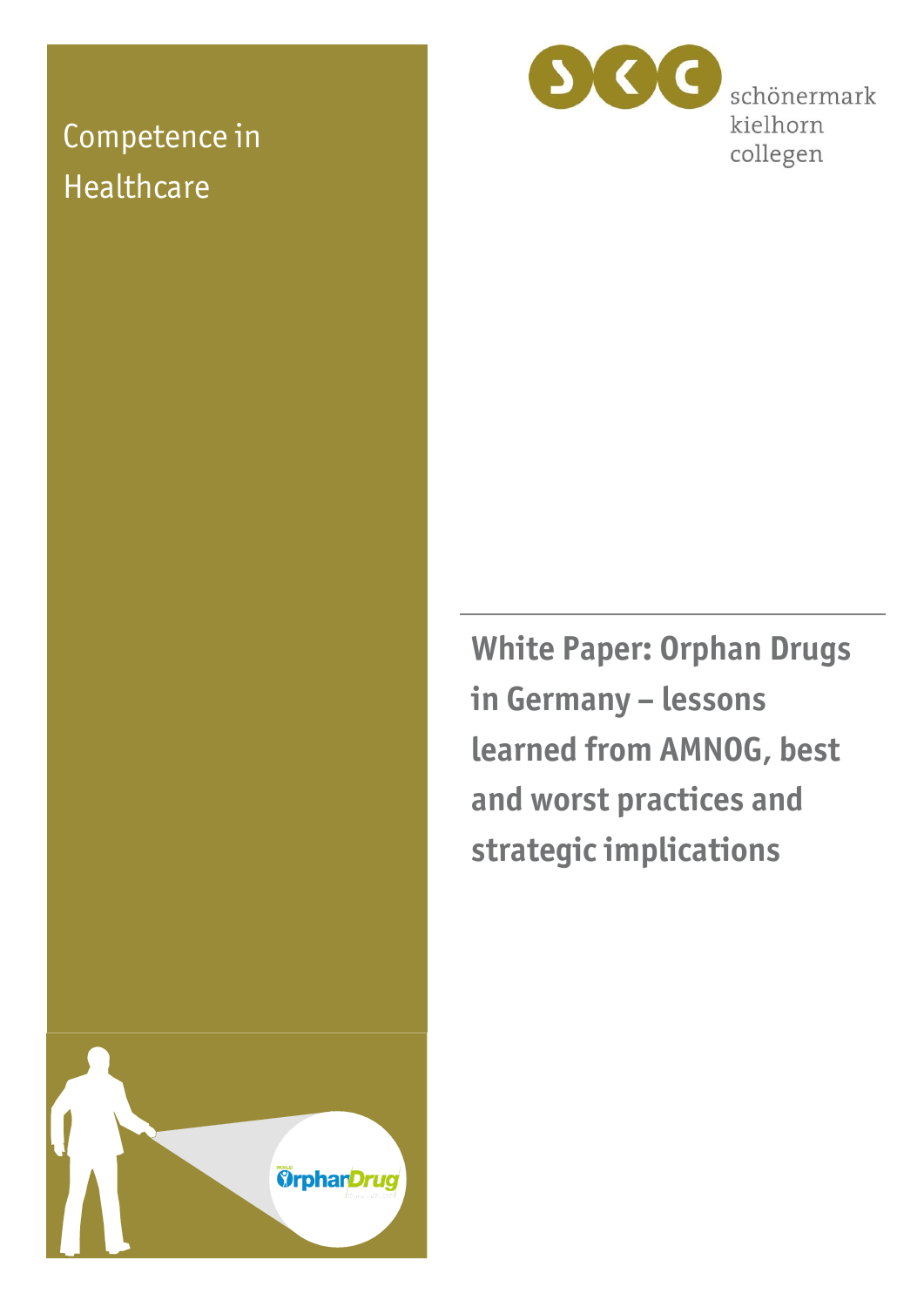Competence in Healthcare

schönermark
kielhorn
collegen

# White Paper: Orphan Drugs in Germany – lessons learned from AMNOG, best and worst practices and strategic implications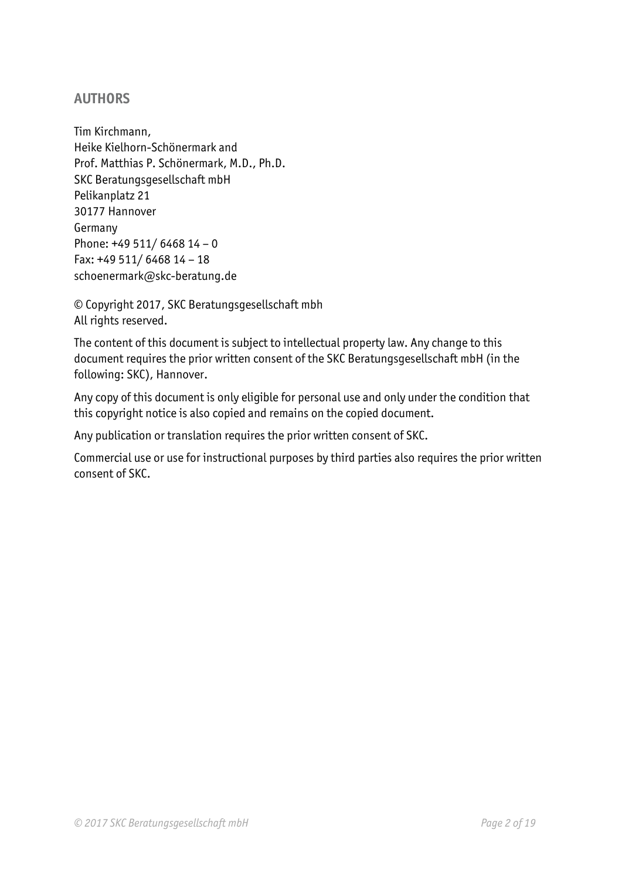## AUTHORS

Tim Kirchmann,
Heike Kielhorn-Schönermark and
Prof. Matthias P. Schönermark, M.D., Ph.D.
SKC Beratungsgesellschaft mbH
Pelikanplatz 21
30177 Hannover
Germany
Phone: +49 511/ 6468 14 – 0
Fax: +49 511/ 6468 14 – 18
schoenermark@skc-beratung.de

© Copyright 2017, SKC Beratungsgesellschaft mbh
All rights reserved.

The content of this document is subject to intellectual property law. Any change to this document requires the prior written consent of the SKC Beratungsgesellschaft mbH (in the following: SKC), Hannover.

Any copy of this document is only eligible for personal use and only under the condition that this copyright notice is also copied and remains on the copied document.

Any publication or translation requires the prior written consent of SKC.

Commercial use or use for instructional purposes by third parties also requires the prior written consent of SKC.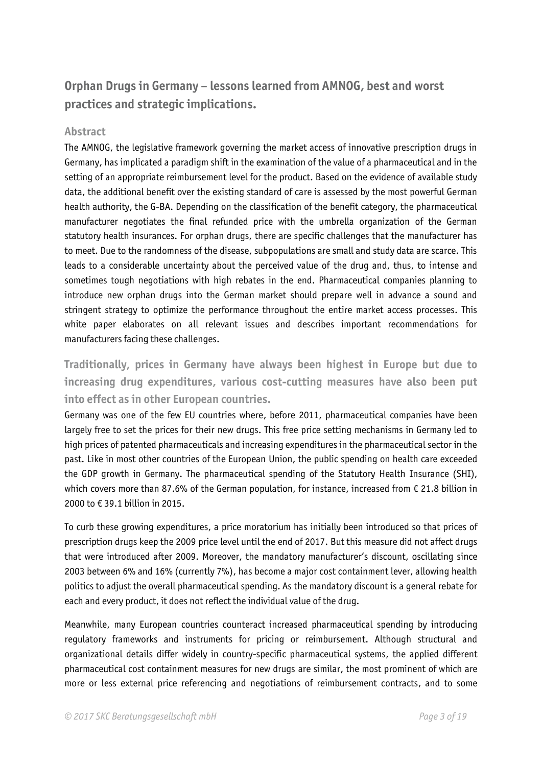## Orphan Drugs in Germany – lessons learned from AMNOG, best and worst practices and strategic implications.

### Abstract

The AMNOG, the legislative framework governing the market access of innovative prescription drugs in Germany, has implicated a paradigm shift in the examination of the value of a pharmaceutical and in the setting of an appropriate reimbursement level for the product. Based on the evidence of available study data, the additional benefit over the existing standard of care is assessed by the most powerful German health authority, the G-BA. Depending on the classification of the benefit category, the pharmaceutical manufacturer negotiates the final refunded price with the umbrella organization of the German statutory health insurances. For orphan drugs, there are specific challenges that the manufacturer has to meet. Due to the randomness of the disease, subpopulations are small and study data are scarce. This leads to a considerable uncertainty about the perceived value of the drug and, thus, to intense and sometimes tough negotiations with high rebates in the end. Pharmaceutical companies planning to introduce new orphan drugs into the German market should prepare well in advance a sound and stringent strategy to optimize the performance throughout the entire market access processes. This white paper elaborates on all relevant issues and describes important recommendations for manufacturers facing these challenges.

### Traditionally, prices in Germany have always been highest in Europe but due to increasing drug expenditures, various cost-cutting measures have also been put into effect as in other European countries.

Germany was one of the few EU countries where, before 2011, pharmaceutical companies have been largely free to set the prices for their new drugs. This free price setting mechanisms in Germany led to high prices of patented pharmaceuticals and increasing expenditures in the pharmaceutical sector in the past. Like in most other countries of the European Union, the public spending on health care exceeded the GDP growth in Germany. The pharmaceutical spending of the Statutory Health Insurance (SHI), which covers more than 87.6% of the German population, for instance, increased from € 21.8 billion in 2000 to € 39.1 billion in 2015.

To curb these growing expenditures, a price moratorium has initially been introduced so that prices of prescription drugs keep the 2009 price level until the end of 2017. But this measure did not affect drugs that were introduced after 2009. Moreover, the mandatory manufacturer's discount, oscillating since 2003 between 6% and 16% (currently 7%), has become a major cost containment lever, allowing health politics to adjust the overall pharmaceutical spending. As the mandatory discount is a general rebate for each and every product, it does not reflect the individual value of the drug.

Meanwhile, many European countries counteract increased pharmaceutical spending by introducing regulatory frameworks and instruments for pricing or reimbursement. Although structural and organizational details differ widely in country-specific pharmaceutical systems, the applied different pharmaceutical cost containment measures for new drugs are similar, the most prominent of which are more or less external price referencing and negotiations of reimbursement contracts, and to some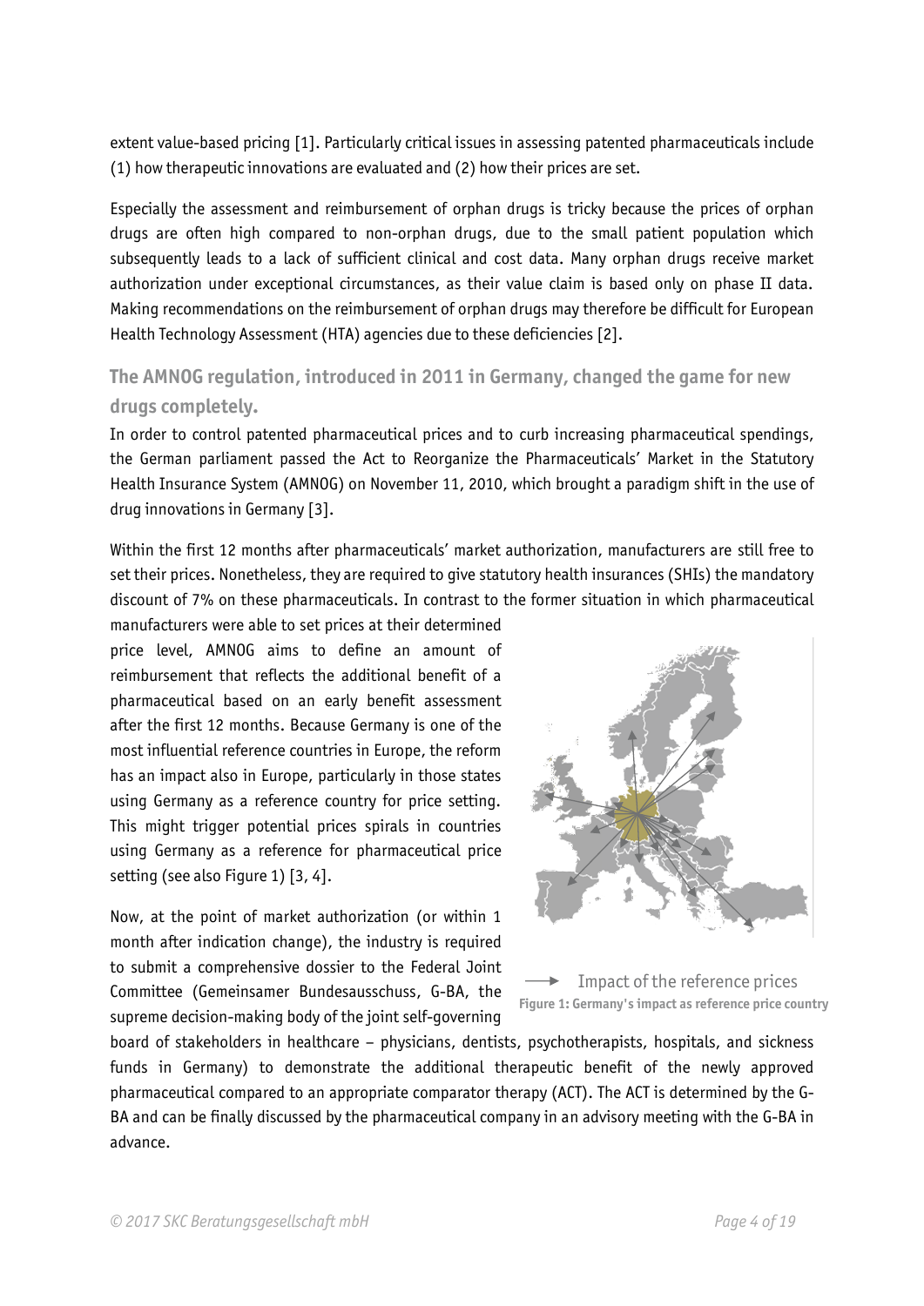extent value-based pricing [1]. Particularly critical issues in assessing patented pharmaceuticals include (1) how therapeutic innovations are evaluated and (2) how their prices are set.

Especially the assessment and reimbursement of orphan drugs is tricky because the prices of orphan drugs are often high compared to non-orphan drugs, due to the small patient population which subsequently leads to a lack of sufficient clinical and cost data. Many orphan drugs receive market authorization under exceptional circumstances, as their value claim is based only on phase II data. Making recommendations on the reimbursement of orphan drugs may therefore be difficult for European Health Technology Assessment (HTA) agencies due to these deficiencies [2].

## The AMNOG regulation, introduced in 2011 in Germany, changed the game for new drugs completely.

In order to control patented pharmaceutical prices and to curb increasing pharmaceutical spendings, the German parliament passed the Act to Reorganize the Pharmaceuticals' Market in the Statutory Health Insurance System (AMNOG) on November 11, 2010, which brought a paradigm shift in the use of drug innovations in Germany [3].

Within the first 12 months after pharmaceuticals' market authorization, manufacturers are still free to set their prices. Nonetheless, they are required to give statutory health insurances (SHIs) the mandatory discount of 7% on these pharmaceuticals. In contrast to the former situation in which pharmaceutical manufacturers were able to set prices at their determined price level, AMNOG aims to define an amount of reimbursement that reflects the additional benefit of a pharmaceutical based on an early benefit assessment after the first 12 months. Because Germany is one of the most influential reference countries in Europe, the reform has an impact also in Europe, particularly in those states using Germany as a reference country for price setting. This might trigger potential prices spirals in countries using Germany as a reference for pharmaceutical price setting (see also Figure 1) [3, 4].

Impact of the reference prices

**Figure 1: Germany's impact as reference price country**

Now, at the point of market authorization (or within 1 month after indication change), the industry is required to submit a comprehensive dossier to the Federal Joint Committee (Gemeinsamer Bundesausschuss, G-BA, the supreme decision-making body of the joint self-governing board of stakeholders in healthcare – physicians, dentists, psychotherapists, hospitals, and sickness funds in Germany) to demonstrate the additional therapeutic benefit of the newly approved pharmaceutical compared to an appropriate comparator therapy (ACT). The ACT is determined by the G-BA and can be finally discussed by the pharmaceutical company in an advisory meeting with the G-BA in advance.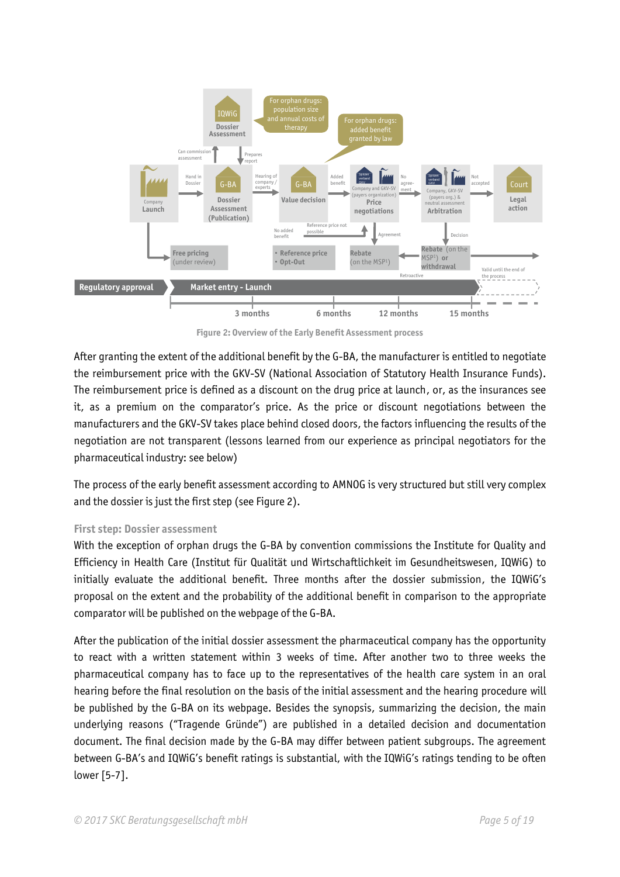IQWiG
Dossier Assessment
For orphan drugs: population size and annual costs of therapy
For orphan drugs: added benefit granted by law
Can commission assessment
Prepares report
Company Launch
Hand in Dossier
G-BA
Dossier Assessment (Publication)
Hearing of company / experts
G-BA
Value decision
Added benefit
Company and GKV-SV (payers organization)
Price negotiations
No agree-ment
Company, GKV-SV (payers org.) & neutral assessment
Arbitration
Not accepted
Court
Legal action
No added benefit
Reference price not possible
Agreement
Decision
Free pricing (under review)
• Reference price
• Opt-Out
Rebate (on the MSP[1])
Rebate (on the MSP[1]) or withdrawal
Retroactive
Valid until the end of the process
Regulatory approval
Market entry - Launch
3 months
6 months
12 months
15 months

Figure 2: Overview of the Early Benefit Assessment process

After granting the extent of the additional benefit by the G-BA, the manufacturer is entitled to negotiate the reimbursement price with the GKV-SV (National Association of Statutory Health Insurance Funds). The reimbursement price is defined as a discount on the drug price at launch, or, as the insurances see it, as a premium on the comparator's price. As the price or discount negotiations between the manufacturers and the GKV-SV takes place behind closed doors, the factors influencing the results of the negotiation are not transparent (lessons learned from our experience as principal negotiators for the pharmaceutical industry: see below)

The process of the early benefit assessment according to AMNOG is very structured but still very complex and the dossier is just the first step (see Figure 2).

### First step: Dossier assessment

With the exception of orphan drugs the G-BA by convention commissions the Institute for Quality and Efficiency in Health Care (Institut für Qualität und Wirtschaftlichkeit im Gesundheitswesen, IQWiG) to initially evaluate the additional benefit. Three months after the dossier submission, the IQWiG's proposal on the extent and the probability of the additional benefit in comparison to the appropriate comparator will be published on the webpage of the G-BA.

After the publication of the initial dossier assessment the pharmaceutical company has the opportunity to react with a written statement within 3 weeks of time. After another two to three weeks the pharmaceutical company has to face up to the representatives of the health care system in an oral hearing before the final resolution on the basis of the initial assessment and the hearing procedure will be published by the G-BA on its webpage. Besides the synopsis, summarizing the decision, the main underlying reasons ("Tragende Gründe") are published in a detailed decision and documentation document. The final decision made by the G-BA may differ between patient subgroups. The agreement between G-BA's and IQWiG's benefit ratings is substantial, with the IQWiG's ratings tending to be often lower [5-7].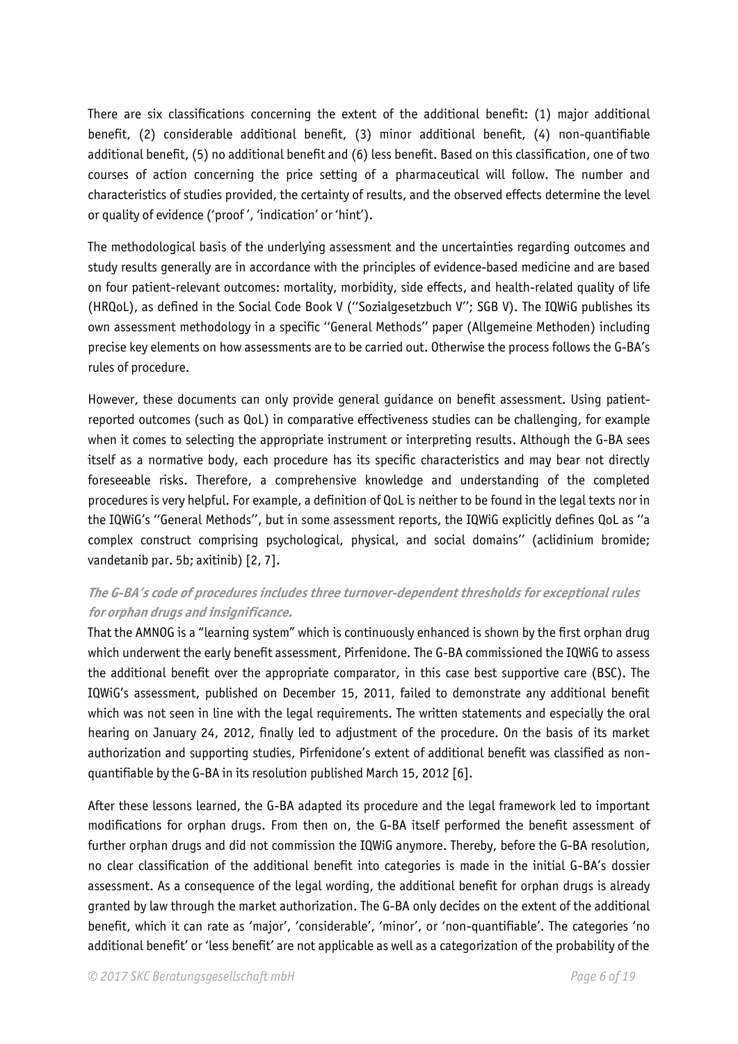There are six classifications concerning the extent of the additional benefit: (1) major additional benefit, (2) considerable additional benefit, (3) minor additional benefit, (4) non-quantifiable additional benefit, (5) no additional benefit and (6) less benefit. Based on this classification, one of two courses of action concerning the price setting of a pharmaceutical will follow. The number and characteristics of studies provided, the certainty of results, and the observed effects determine the level or quality of evidence ('proof', 'indication' or 'hint').

The methodological basis of the underlying assessment and the uncertainties regarding outcomes and study results generally are in accordance with the principles of evidence-based medicine and are based on four patient-relevant outcomes: mortality, morbidity, side effects, and health-related quality of life (HRQoL), as defined in the Social Code Book V (''Sozialgesetzbuch V''; SGB V). The IQWiG publishes its own assessment methodology in a specific ''General Methods'' paper (Allgemeine Methoden) including precise key elements on how assessments are to be carried out. Otherwise the process follows the G-BA's rules of procedure.

However, these documents can only provide general guidance on benefit assessment. Using patient-reported outcomes (such as QoL) in comparative effectiveness studies can be challenging, for example when it comes to selecting the appropriate instrument or interpreting results. Although the G-BA sees itself as a normative body, each procedure has its specific characteristics and may bear not directly foreseeable risks. Therefore, a comprehensive knowledge and understanding of the completed procedures is very helpful. For example, a definition of QoL is neither to be found in the legal texts nor in the IQWiG's ''General Methods'', but in some assessment reports, the IQWiG explicitly defines QoL as ''a complex construct comprising psychological, physical, and social domains'' (aclidinium bromide; vandetanib par. 5b; axitinib) [2, 7].

***The G-BA's code of procedures includes three turnover-dependent thresholds for exceptional rules for orphan drugs and insignificance.***

That the AMNOG is a "learning system" which is continuously enhanced is shown by the first orphan drug which underwent the early benefit assessment, Pirfenidone. The G-BA commissioned the IQWiG to assess the additional benefit over the appropriate comparator, in this case best supportive care (BSC). The IQWiG's assessment, published on December 15, 2011, failed to demonstrate any additional benefit which was not seen in line with the legal requirements. The written statements and especially the oral hearing on January 24, 2012, finally led to adjustment of the procedure. On the basis of its market authorization and supporting studies, Pirfenidone's extent of additional benefit was classified as non-quantifiable by the G-BA in its resolution published March 15, 2012 [6].

After these lessons learned, the G-BA adapted its procedure and the legal framework led to important modifications for orphan drugs. From then on, the G-BA itself performed the benefit assessment of further orphan drugs and did not commission the IQWiG anymore. Thereby, before the G-BA resolution, no clear classification of the additional benefit into categories is made in the initial G-BA's dossier assessment. As a consequence of the legal wording, the additional benefit for orphan drugs is already granted by law through the market authorization. The G-BA only decides on the extent of the additional benefit, which it can rate as 'major', 'considerable', 'minor', or 'non-quantifiable'. The categories 'no additional benefit' or 'less benefit' are not applicable as well as a categorization of the probability of the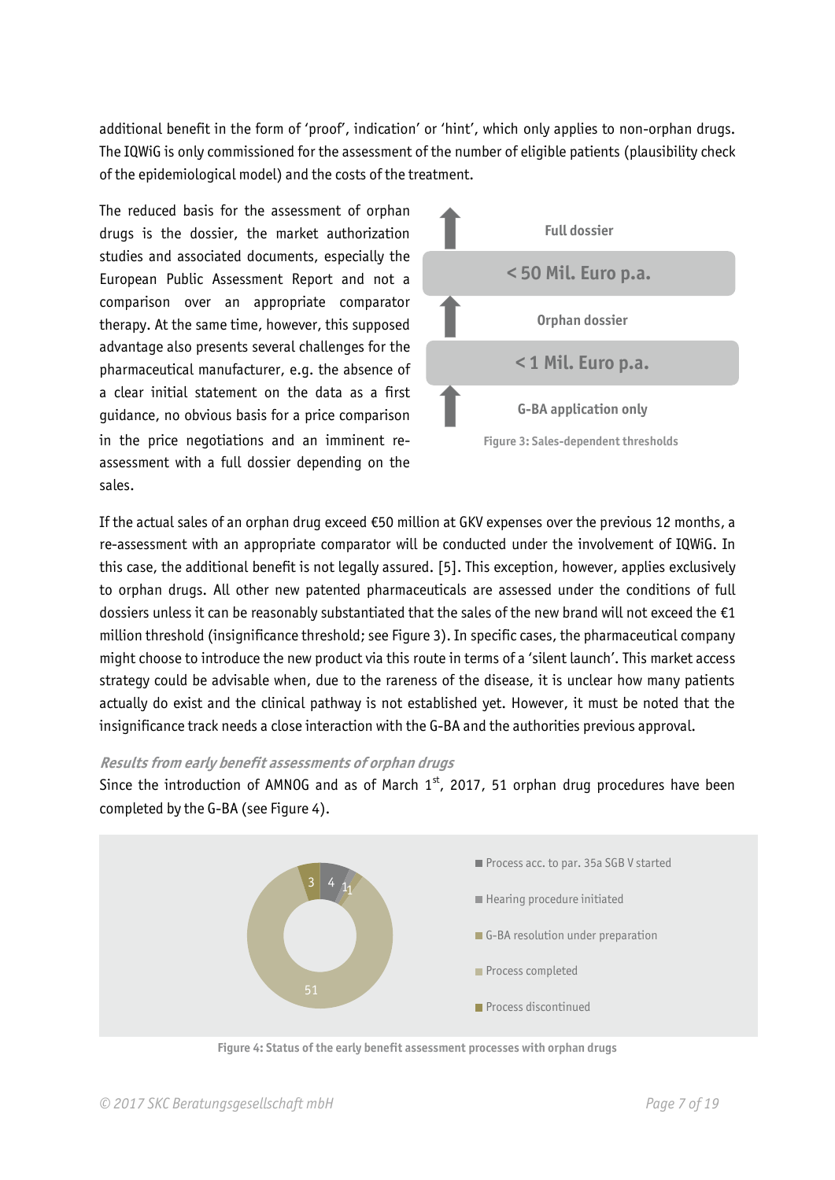additional benefit in the form of 'proof', indication' or 'hint', which only applies to non-orphan drugs. The IQWiG is only commissioned for the assessment of the number of eligible patients (plausibility check of the epidemiological model) and the costs of the treatment.

The reduced basis for the assessment of orphan drugs is the dossier, the market authorization studies and associated documents, especially the European Public Assessment Report and not a comparison over an appropriate comparator therapy. At the same time, however, this supposed advantage also presents several challenges for the pharmaceutical manufacturer, e.g. the absence of a clear initial statement on the data as a first guidance, no obvious basis for a price comparison in the price negotiations and an imminent re-assessment with a full dossier depending on the sales.

Full dossier

< 50 Mil. Euro p.a.

Orphan dossier

< 1 Mil. Euro p.a.

G-BA application only

Figure 3: Sales-dependent thresholds

If the actual sales of an orphan drug exceed €50 million at GKV expenses over the previous 12 months, a re-assessment with an appropriate comparator will be conducted under the involvement of IQWiG. In this case, the additional benefit is not legally assured. [5]. This exception, however, applies exclusively to orphan drugs. All other new patented pharmaceuticals are assessed under the conditions of full dossiers unless it can be reasonably substantiated that the sales of the new brand will not exceed the €1 million threshold (insignificance threshold; see Figure 3). In specific cases, the pharmaceutical company might choose to introduce the new product via this route in terms of a 'silent launch'. This market access strategy could be advisable when, due to the rareness of the disease, it is unclear how many patients actually do exist and the clinical pathway is not established yet. However, it must be noted that the insignificance track needs a close interaction with the G-BA and the authorities previous approval.

### *Results from early benefit assessments of orphan drugs*

Since the introduction of AMNOG and as of March 1st, 2017, 51 orphan drug procedures have been completed by the G-BA (see Figure 4).

3
4
1
1
51

Process acc. to par. 35a SGB V started

Hearing procedure initiated

G-BA resolution under preparation

Process completed

Process discontinued

Figure 4: Status of the early benefit assessment processes with orphan drugs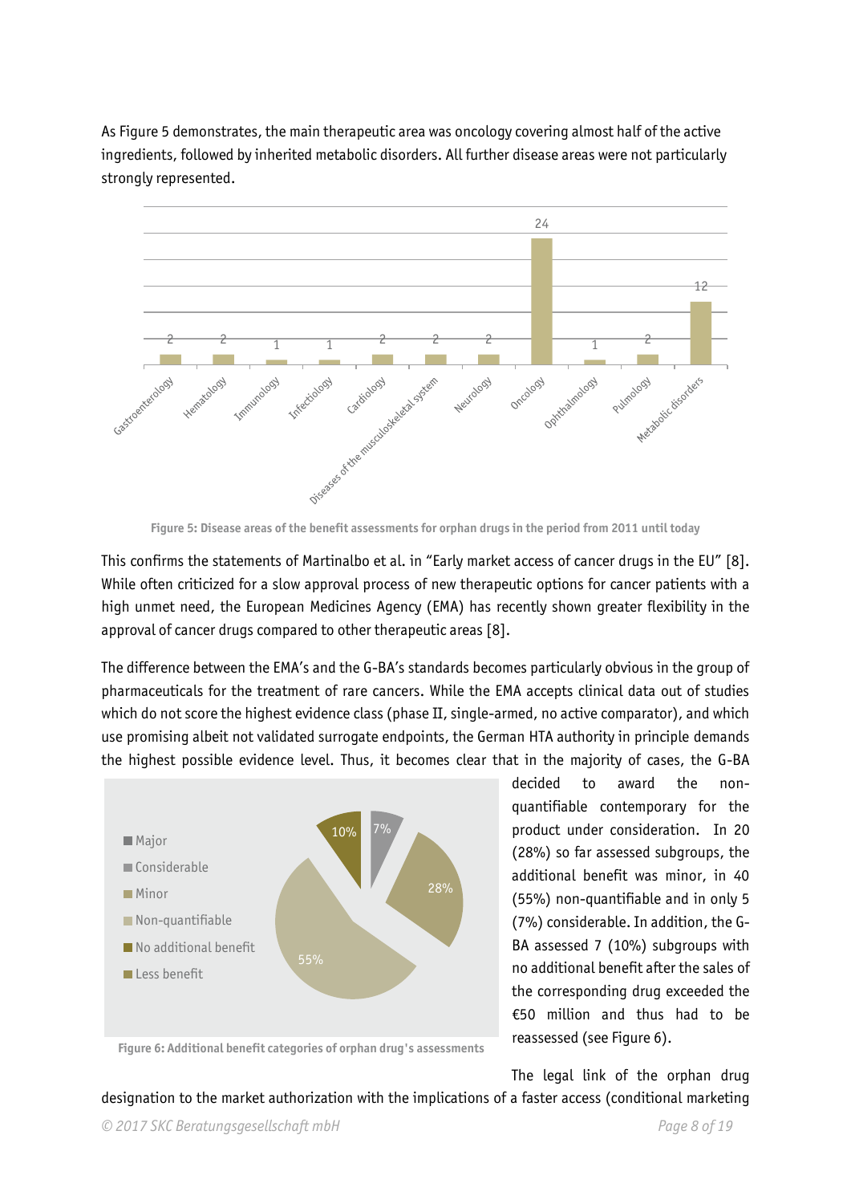As Figure 5 demonstrates, the main therapeutic area was oncology covering almost half of the active ingredients, followed by inherited metabolic disorders. All further disease areas were not particularly strongly represented.

2
2
1
1
2
2
2
24
1
2
12

Gastroenterology
Hematology
Immunology
Infectiology
Cardiology
Diseases of the musculoskeletal system
Neurology
Oncology
Ophthalmology
Pulmology
Metabolic disorders

**Figure 5: Disease areas of the benefit assessments for orphan drugs in the period from 2011 until today**

This confirms the statements of Martinalbo et al. in "Early market access of cancer drugs in the EU" [8]. While often criticized for a slow approval process of new therapeutic options for cancer patients with a high unmet need, the European Medicines Agency (EMA) has recently shown greater flexibility in the approval of cancer drugs compared to other therapeutic areas [8].

The difference between the EMA's and the G-BA's standards becomes particularly obvious in the group of pharmaceuticals for the treatment of rare cancers. While the EMA accepts clinical data out of studies which do not score the highest evidence class (phase II, single-armed, no active comparator), and which use promising albeit not validated surrogate endpoints, the German HTA authority in principle demands the highest possible evidence level. Thus, it becomes clear that in the majority of cases, the G-BA decided to award the non-quantifiable contemporary for the product under consideration. In 20 (28%) so far assessed subgroups, the additional benefit was minor, in 40 (55%) non-quantifiable and in only 5 (7%) considerable. In addition, the G-BA assessed 7 (10%) subgroups with no additional benefit after the sales of the corresponding drug exceeded the €50 million and thus had to be reassessed (see Figure 6).

Major
Considerable
Minor
Non-quantifiable
No additional benefit
Less benefit

10%
7%
28%
55%

**Figure 6: Additional benefit categories of orphan drug's assessments**

The legal link of the orphan drug designation to the market authorization with the implications of a faster access (conditional marketing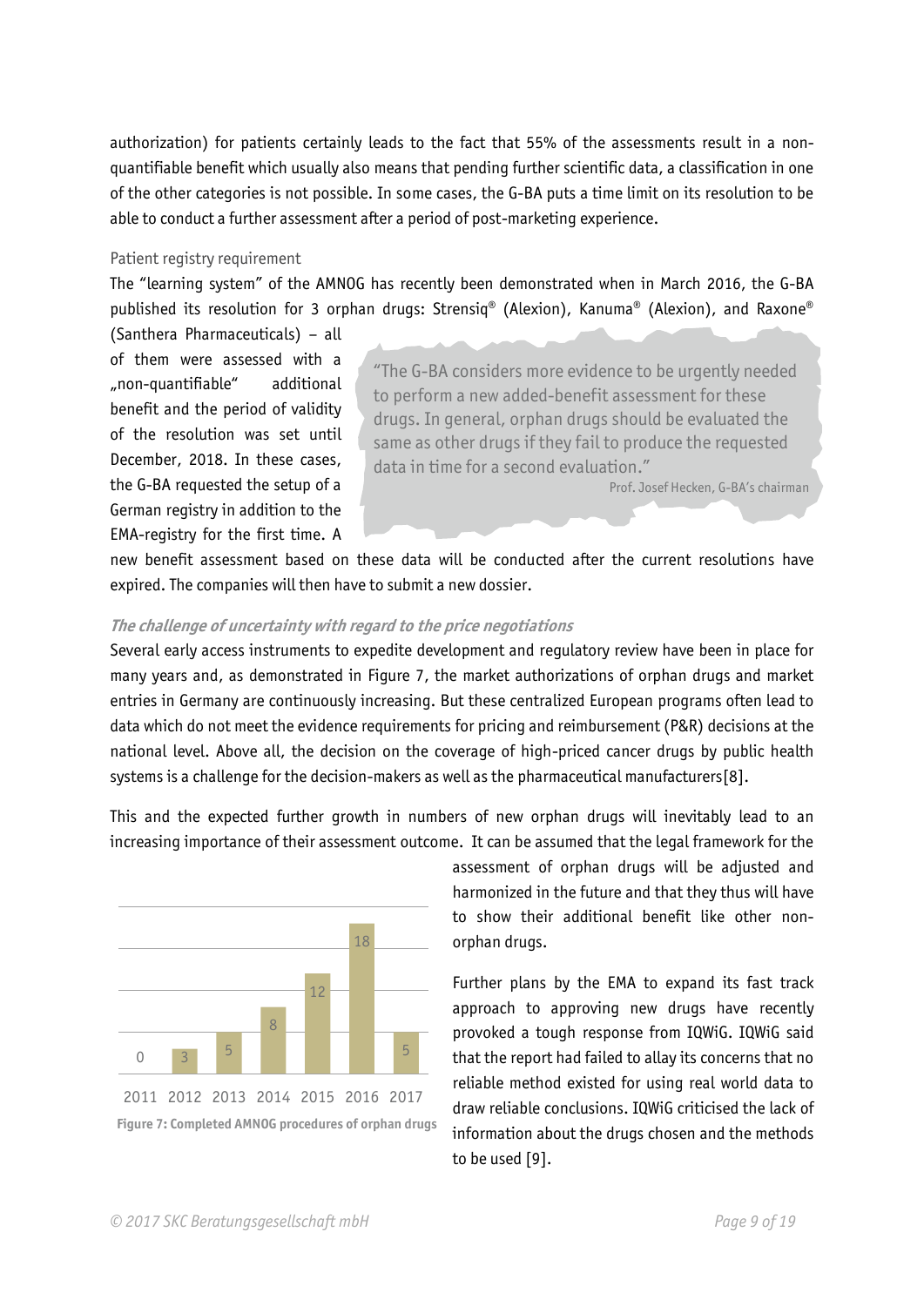authorization) for patients certainly leads to the fact that 55% of the assessments result in a non-quantifiable benefit which usually also means that pending further scientific data, a classification in one of the other categories is not possible. In some cases, the G-BA puts a time limit on its resolution to be able to conduct a further assessment after a period of post-marketing experience.

### Patient registry requirement

The "learning system" of the AMNOG has recently been demonstrated when in March 2016, the G-BA published its resolution for 3 orphan drugs: Strensiq® (Alexion), Kanuma® (Alexion), and Raxone® (Santhera Pharmaceuticals) – all of them were assessed with a „non-quantifiable" additional benefit and the period of validity of the resolution was set until December, 2018. In these cases, the G-BA requested the setup of a German registry in addition to the EMA-registry for the first time. A new benefit assessment based on these data will be conducted after the current resolutions have expired. The companies will then have to submit a new dossier.

> "The G-BA considers more evidence to be urgently needed to perform a new added-benefit assessment for these drugs. In general, orphan drugs should be evaluated the same as other drugs if they fail to produce the requested data in time for a second evaluation."
>
> Prof. Josef Hecken, G-BA's chairman

### *The challenge of uncertainty with regard to the price negotiations*

Several early access instruments to expedite development and regulatory review have been in place for many years and, as demonstrated in Figure 7, the market authorizations of orphan drugs and market entries in Germany are continuously increasing. But these centralized European programs often lead to data which do not meet the evidence requirements for pricing and reimbursement (P&R) decisions at the national level. Above all, the decision on the coverage of high-priced cancer drugs by public health systems is a challenge for the decision-makers as well as the pharmaceutical manufacturers[8].

This and the expected further growth in numbers of new orphan drugs will inevitably lead to an increasing importance of their assessment outcome. It can be assumed that the legal framework for the assessment of orphan drugs will be adjusted and harmonized in the future and that they thus will have to show their additional benefit like other non-orphan drugs.

0 3 5 8 12 18 5

2011 2012 2013 2014 2015 2016 2017

**Figure 7: Completed AMNOG procedures of orphan drugs**

Further plans by the EMA to expand its fast track approach to approving new drugs have recently provoked a tough response from IQWiG. IQWiG said that the report had failed to allay its concerns that no reliable method existed for using real world data to draw reliable conclusions. IQWiG criticised the lack of information about the drugs chosen and the methods to be used [9].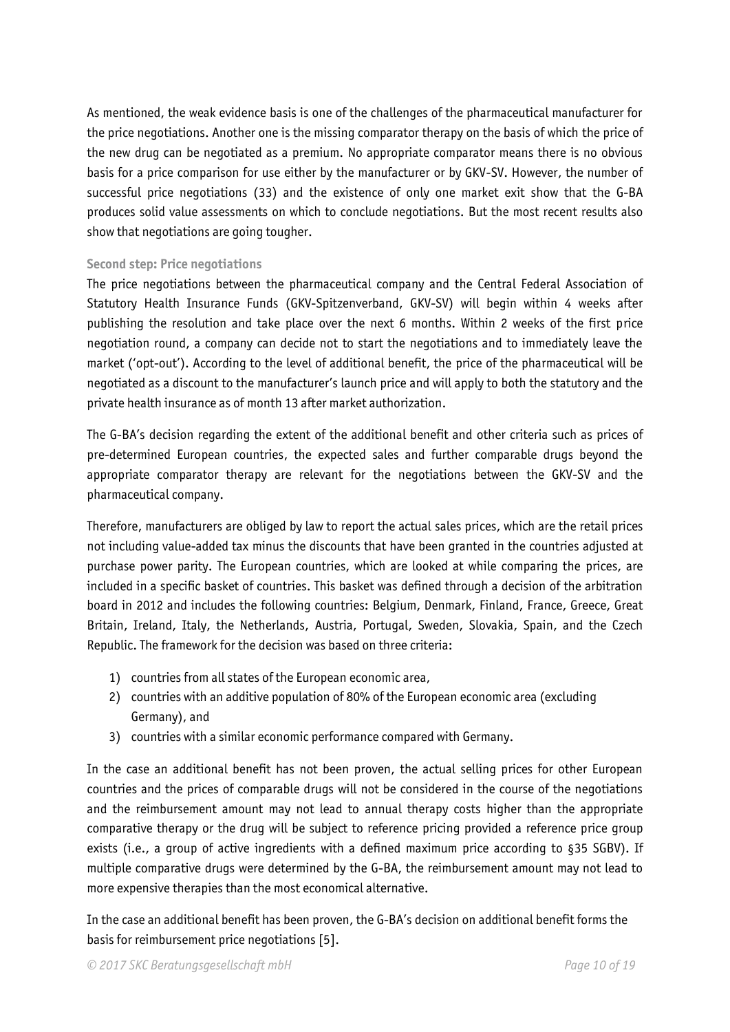As mentioned, the weak evidence basis is one of the challenges of the pharmaceutical manufacturer for the price negotiations. Another one is the missing comparator therapy on the basis of which the price of the new drug can be negotiated as a premium. No appropriate comparator means there is no obvious basis for a price comparison for use either by the manufacturer or by GKV-SV. However, the number of successful price negotiations (33) and the existence of only one market exit show that the G-BA produces solid value assessments on which to conclude negotiations. But the most recent results also show that negotiations are going tougher.

### Second step: Price negotiations

The price negotiations between the pharmaceutical company and the Central Federal Association of Statutory Health Insurance Funds (GKV-Spitzenverband, GKV-SV) will begin within 4 weeks after publishing the resolution and take place over the next 6 months. Within 2 weeks of the first price negotiation round, a company can decide not to start the negotiations and to immediately leave the market ('opt-out'). According to the level of additional benefit, the price of the pharmaceutical will be negotiated as a discount to the manufacturer's launch price and will apply to both the statutory and the private health insurance as of month 13 after market authorization.

The G-BA's decision regarding the extent of the additional benefit and other criteria such as prices of pre-determined European countries, the expected sales and further comparable drugs beyond the appropriate comparator therapy are relevant for the negotiations between the GKV-SV and the pharmaceutical company.

Therefore, manufacturers are obliged by law to report the actual sales prices, which are the retail prices not including value-added tax minus the discounts that have been granted in the countries adjusted at purchase power parity. The European countries, which are looked at while comparing the prices, are included in a specific basket of countries. This basket was defined through a decision of the arbitration board in 2012 and includes the following countries: Belgium, Denmark, Finland, France, Greece, Great Britain, Ireland, Italy, the Netherlands, Austria, Portugal, Sweden, Slovakia, Spain, and the Czech Republic. The framework for the decision was based on three criteria:

1) countries from all states of the European economic area,
2) countries with an additive population of 80% of the European economic area (excluding Germany), and
3) countries with a similar economic performance compared with Germany.

In the case an additional benefit has not been proven, the actual selling prices for other European countries and the prices of comparable drugs will not be considered in the course of the negotiations and the reimbursement amount may not lead to annual therapy costs higher than the appropriate comparative therapy or the drug will be subject to reference pricing provided a reference price group exists (i.e., a group of active ingredients with a defined maximum price according to §35 SGBV). If multiple comparative drugs were determined by the G-BA, the reimbursement amount may not lead to more expensive therapies than the most economical alternative.

In the case an additional benefit has been proven, the G-BA's decision on additional benefit forms the basis for reimbursement price negotiations [5].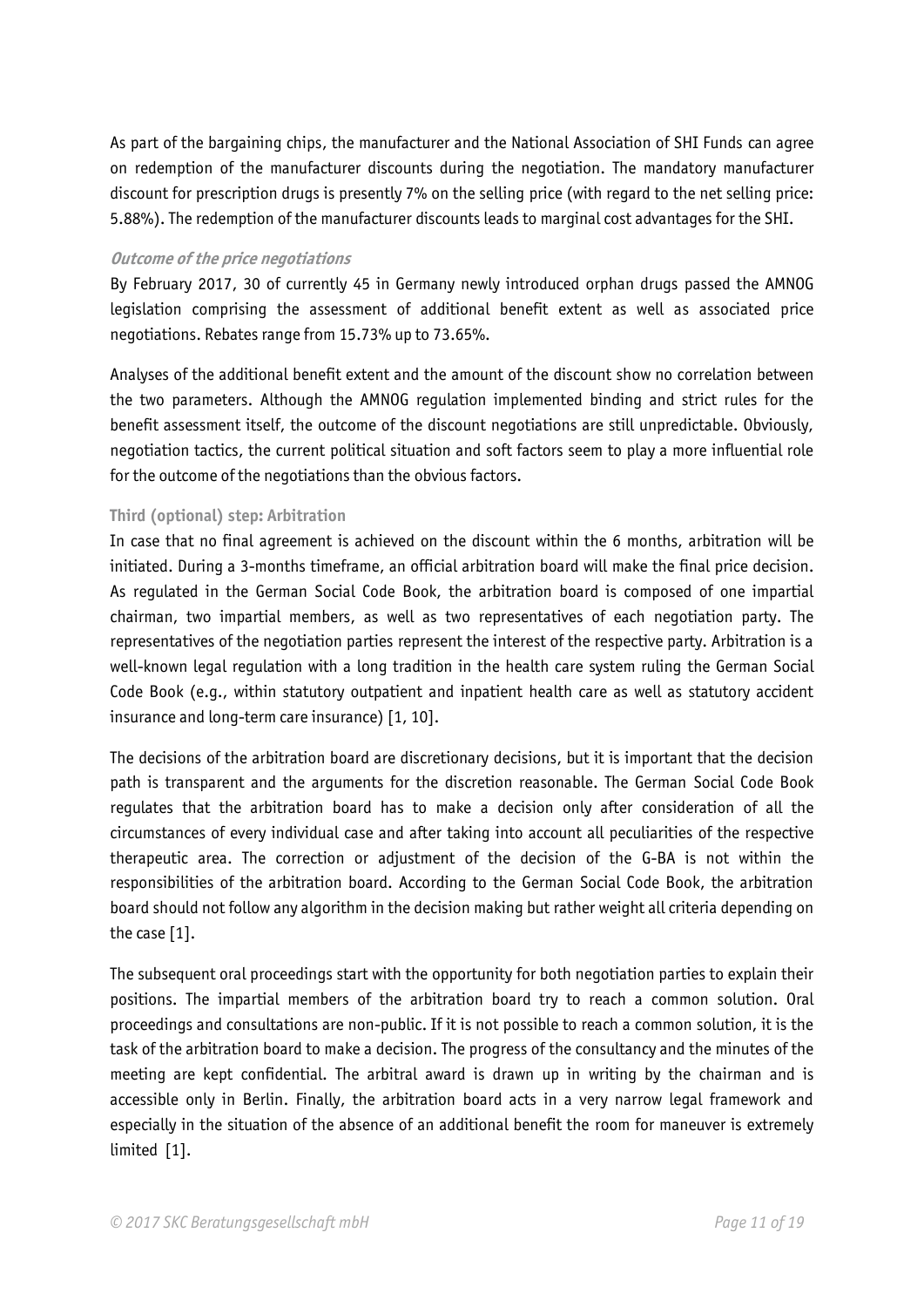As part of the bargaining chips, the manufacturer and the National Association of SHI Funds can agree on redemption of the manufacturer discounts during the negotiation. The mandatory manufacturer discount for prescription drugs is presently 7% on the selling price (with regard to the net selling price: 5.88%). The redemption of the manufacturer discounts leads to marginal cost advantages for the SHI.

#### *Outcome of the price negotiations*

By February 2017, 30 of currently 45 in Germany newly introduced orphan drugs passed the AMNOG legislation comprising the assessment of additional benefit extent as well as associated price negotiations. Rebates range from 15.73% up to 73.65%.

Analyses of the additional benefit extent and the amount of the discount show no correlation between the two parameters. Although the AMNOG regulation implemented binding and strict rules for the benefit assessment itself, the outcome of the discount negotiations are still unpredictable. Obviously, negotiation tactics, the current political situation and soft factors seem to play a more influential role for the outcome of the negotiations than the obvious factors.

### Third (optional) step: Arbitration

In case that no final agreement is achieved on the discount within the 6 months, arbitration will be initiated. During a 3-months timeframe, an official arbitration board will make the final price decision. As regulated in the German Social Code Book, the arbitration board is composed of one impartial chairman, two impartial members, as well as two representatives of each negotiation party. The representatives of the negotiation parties represent the interest of the respective party. Arbitration is a well-known legal regulation with a long tradition in the health care system ruling the German Social Code Book (e.g., within statutory outpatient and inpatient health care as well as statutory accident insurance and long-term care insurance) [1, 10].

The decisions of the arbitration board are discretionary decisions, but it is important that the decision path is transparent and the arguments for the discretion reasonable. The German Social Code Book regulates that the arbitration board has to make a decision only after consideration of all the circumstances of every individual case and after taking into account all peculiarities of the respective therapeutic area. The correction or adjustment of the decision of the G-BA is not within the responsibilities of the arbitration board. According to the German Social Code Book, the arbitration board should not follow any algorithm in the decision making but rather weight all criteria depending on the case [1].

The subsequent oral proceedings start with the opportunity for both negotiation parties to explain their positions. The impartial members of the arbitration board try to reach a common solution. Oral proceedings and consultations are non-public. If it is not possible to reach a common solution, it is the task of the arbitration board to make a decision. The progress of the consultancy and the minutes of the meeting are kept confidential. The arbitral award is drawn up in writing by the chairman and is accessible only in Berlin. Finally, the arbitration board acts in a very narrow legal framework and especially in the situation of the absence of an additional benefit the room for maneuver is extremely limited [1].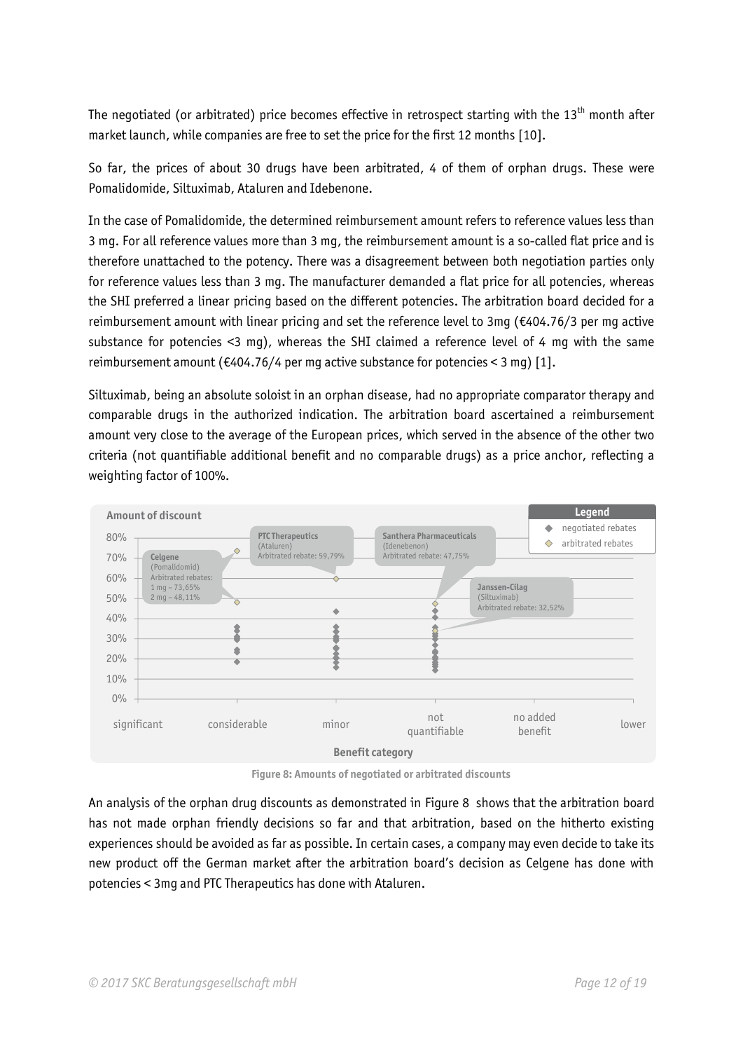The negotiated (or arbitrated) price becomes effective in retrospect starting with the 13th month after market launch, while companies are free to set the price for the first 12 months [10].

So far, the prices of about 30 drugs have been arbitrated, 4 of them of orphan drugs. These were Pomalidomide, Siltuximab, Ataluren and Idebenone.

In the case of Pomalidomide, the determined reimbursement amount refers to reference values less than 3 mg. For all reference values more than 3 mg, the reimbursement amount is a so-called flat price and is therefore unattached to the potency. There was a disagreement between both negotiation parties only for reference values less than 3 mg. The manufacturer demanded a flat price for all potencies, whereas the SHI preferred a linear pricing based on the different potencies. The arbitration board decided for a reimbursement amount with linear pricing and set the reference level to 3mg (€404.76/3 per mg active substance for potencies <3 mg), whereas the SHI claimed a reference level of 4 mg with the same reimbursement amount (€404.76/4 per mg active substance for potencies < 3 mg) [1].

Siltuximab, being an absolute soloist in an orphan disease, had no appropriate comparator therapy and comparable drugs in the authorized indication. The arbitration board ascertained a reimbursement amount very close to the average of the European prices, which served in the absence of the other two criteria (not quantifiable additional benefit and no comparable drugs) as a price anchor, reflecting a weighting factor of 100%.

Amount of discount

Legend
negotiated rebates
arbitrated rebates

80%
70%
60%
50%
40%
30%
20%
10%
0%

Celgene
(Pomalidomid)
Arbitrated rebates:
1 mg – 73,65%
2 mg – 48,11%

PTC Therapeutics
(Ataluren)
Arbitrated rebate: 59,79%

Santhera Pharmaceuticals
(Idenebenon)
Arbitrated rebate: 47,75%

Janssen-Cilag
(Siltuximab)
Arbitrated rebate: 32,52%

significant
considerable
minor
not quantifiable
no added benefit
lower

Benefit category

**Figure 8: Amounts of negotiated or arbitrated discounts**

An analysis of the orphan drug discounts as demonstrated in Figure 8 shows that the arbitration board has not made orphan friendly decisions so far and that arbitration, based on the hitherto existing experiences should be avoided as far as possible. In certain cases, a company may even decide to take its new product off the German market after the arbitration board's decision as Celgene has done with potencies < 3mg and PTC Therapeutics has done with Ataluren.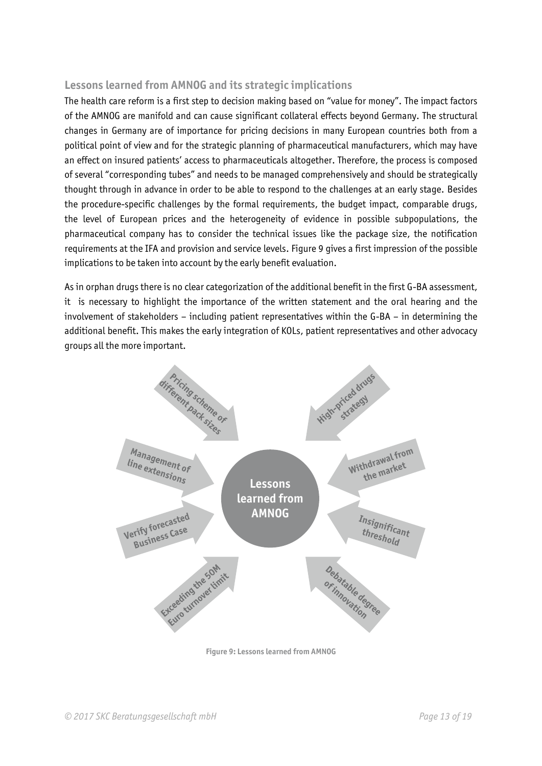## Lessons learned from AMNOG and its strategic implications

The health care reform is a first step to decision making based on "value for money". The impact factors of the AMNOG are manifold and can cause significant collateral effects beyond Germany. The structural changes in Germany are of importance for pricing decisions in many European countries both from a political point of view and for the strategic planning of pharmaceutical manufacturers, which may have an effect on insured patients' access to pharmaceuticals altogether. Therefore, the process is composed of several "corresponding tubes" and needs to be managed comprehensively and should be strategically thought through in advance in order to be able to respond to the challenges at an early stage. Besides the procedure-specific challenges by the formal requirements, the budget impact, comparable drugs, the level of European prices and the heterogeneity of evidence in possible subpopulations, the pharmaceutical company has to consider the technical issues like the package size, the notification requirements at the IFA and provision and service levels. Figure 9 gives a first impression of the possible implications to be taken into account by the early benefit evaluation.

As in orphan drugs there is no clear categorization of the additional benefit in the first G-BA assessment, it is necessary to highlight the importance of the written statement and the oral hearing and the involvement of stakeholders – including patient representatives within the G-BA – in determining the additional benefit. This makes the early integration of KOLs, patient representatives and other advocacy groups all the more important.

Lessons learned from AMNOG

Pricing scheme of different pack sizes

High-priced drugs strategy

Management of line extensions

Withdrawal from the market

Verify forecasted Business Case

Insignificant threshold

Exceeding the 50M Euro turnover limit

Debatable degree of innovation

**Figure 9: Lessons learned from AMNOG**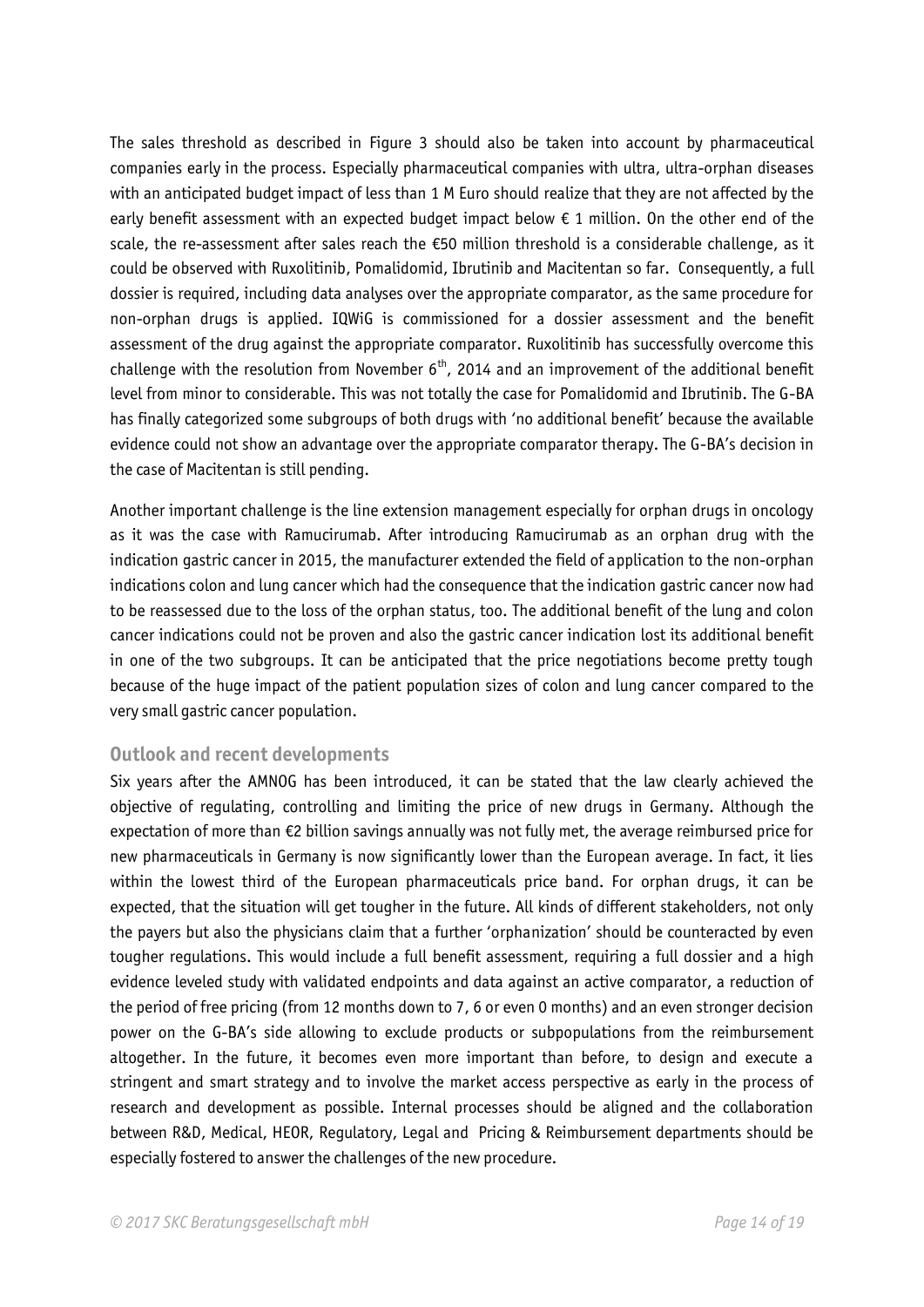The sales threshold as described in Figure 3 should also be taken into account by pharmaceutical companies early in the process. Especially pharmaceutical companies with ultra, ultra-orphan diseases with an anticipated budget impact of less than 1 M Euro should realize that they are not affected by the early benefit assessment with an expected budget impact below € 1 million. On the other end of the scale, the re-assessment after sales reach the €50 million threshold is a considerable challenge, as it could be observed with Ruxolitinib, Pomalidomid, Ibrutinib and Macitentan so far. Consequently, a full dossier is required, including data analyses over the appropriate comparator, as the same procedure for non-orphan drugs is applied. IQWiG is commissioned for a dossier assessment and the benefit assessment of the drug against the appropriate comparator. Ruxolitinib has successfully overcome this challenge with the resolution from November 6th, 2014 and an improvement of the additional benefit level from minor to considerable. This was not totally the case for Pomalidomid and Ibrutinib. The G-BA has finally categorized some subgroups of both drugs with 'no additional benefit' because the available evidence could not show an advantage over the appropriate comparator therapy. The G-BA's decision in the case of Macitentan is still pending.

Another important challenge is the line extension management especially for orphan drugs in oncology as it was the case with Ramucirumab. After introducing Ramucirumab as an orphan drug with the indication gastric cancer in 2015, the manufacturer extended the field of application to the non-orphan indications colon and lung cancer which had the consequence that the indication gastric cancer now had to be reassessed due to the loss of the orphan status, too. The additional benefit of the lung and colon cancer indications could not be proven and also the gastric cancer indication lost its additional benefit in one of the two subgroups. It can be anticipated that the price negotiations become pretty tough because of the huge impact of the patient population sizes of colon and lung cancer compared to the very small gastric cancer population.

## Outlook and recent developments

Six years after the AMNOG has been introduced, it can be stated that the law clearly achieved the objective of regulating, controlling and limiting the price of new drugs in Germany. Although the expectation of more than €2 billion savings annually was not fully met, the average reimbursed price for new pharmaceuticals in Germany is now significantly lower than the European average. In fact, it lies within the lowest third of the European pharmaceuticals price band. For orphan drugs, it can be expected, that the situation will get tougher in the future. All kinds of different stakeholders, not only the payers but also the physicians claim that a further 'orphanization' should be counteracted by even tougher regulations. This would include a full benefit assessment, requiring a full dossier and a high evidence leveled study with validated endpoints and data against an active comparator, a reduction of the period of free pricing (from 12 months down to 7, 6 or even 0 months) and an even stronger decision power on the G-BA's side allowing to exclude products or subpopulations from the reimbursement altogether. In the future, it becomes even more important than before, to design and execute a stringent and smart strategy and to involve the market access perspective as early in the process of research and development as possible. Internal processes should be aligned and the collaboration between R&D, Medical, HEOR, Regulatory, Legal and Pricing & Reimbursement departments should be especially fostered to answer the challenges of the new procedure.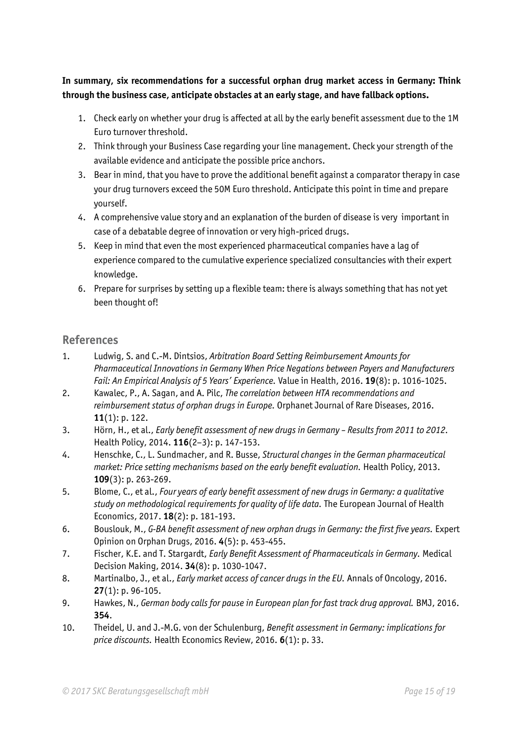**In summary, six recommendations for a successful orphan drug market access in Germany: Think through the business case, anticipate obstacles at an early stage, and have fallback options.**

1. Check early on whether your drug is affected at all by the early benefit assessment due to the 1M Euro turnover threshold.
2. Think through your Business Case regarding your line management. Check your strength of the available evidence and anticipate the possible price anchors.
3. Bear in mind, that you have to prove the additional benefit against a comparator therapy in case your drug turnovers exceed the 50M Euro threshold. Anticipate this point in time and prepare yourself.
4. A comprehensive value story and an explanation of the burden of disease is very important in case of a debatable degree of innovation or very high-priced drugs.
5. Keep in mind that even the most experienced pharmaceutical companies have a lag of experience compared to the cumulative experience specialized consultancies with their expert knowledge.
6. Prepare for surprises by setting up a flexible team: there is always something that has not yet been thought of!

## References

1. Ludwig, S. and C.-M. Dintsios, *Arbitration Board Setting Reimbursement Amounts for Pharmaceutical Innovations in Germany When Price Negations between Payers and Manufacturers Fail: An Empirical Analysis of 5 Years' Experience.* Value in Health, 2016. **19**(8): p. 1016-1025.
2. Kawalec, P., A. Sagan, and A. Pilc, *The correlation between HTA recommendations and reimbursement status of orphan drugs in Europe.* Orphanet Journal of Rare Diseases, 2016. **11**(1): p. 122.
3. Hörn, H., et al., *Early benefit assessment of new drugs in Germany – Results from 2011 to 2012.* Health Policy, 2014. **116**(2–3): p. 147-153.
4. Henschke, C., L. Sundmacher, and R. Busse, *Structural changes in the German pharmaceutical market: Price setting mechanisms based on the early benefit evaluation.* Health Policy, 2013. **109**(3): p. 263-269.
5. Blome, C., et al., *Four years of early benefit assessment of new drugs in Germany: a qualitative study on methodological requirements for quality of life data.* The European Journal of Health Economics, 2017. **18**(2): p. 181-193.
6. Bouslouk, M., *G-BA benefit assessment of new orphan drugs in Germany: the first five years.* Expert Opinion on Orphan Drugs, 2016. **4**(5): p. 453-455.
7. Fischer, K.E. and T. Stargardt, *Early Benefit Assessment of Pharmaceuticals in Germany.* Medical Decision Making, 2014. **34**(8): p. 1030-1047.
8. Martinalbo, J., et al., *Early market access of cancer drugs in the EU.* Annals of Oncology, 2016. **27**(1): p. 96-105.
9. Hawkes, N., *German body calls for pause in European plan for fast track drug approval.* BMJ, 2016. **354**.
10. Theidel, U. and J.-M.G. von der Schulenburg, *Benefit assessment in Germany: implications for price discounts.* Health Economics Review, 2016. **6**(1): p. 33.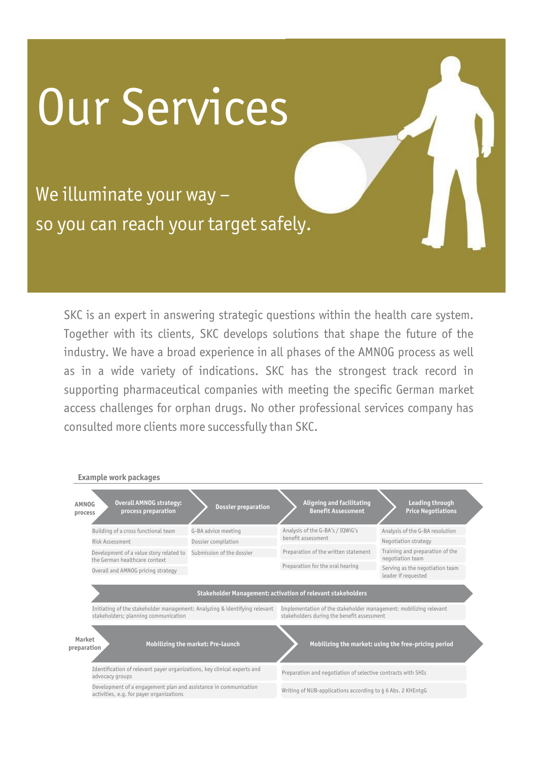# Our Services

We illuminate your way –
so you can reach your target safely.

SKC is an expert in answering strategic questions within the health care system. Together with its clients, SKC develops solutions that shape the future of the industry. We have a broad experience in all phases of the AMNOG process as well as in a wide variety of indications. SKC has the strongest track record in supporting pharmaceutical companies with meeting the specific German market access challenges for orphan drugs. No other professional services company has consulted more clients more successfully than SKC.

**Example work packages**

**AMNOG process**

| Overall AMNOG strategy: process preparation | Dossier preparation | Aligning and facilitating Benefit Assessment | Leading through Price Negotiations |
|---|---|---|---|
| Building of a cross functional team | G-BA advice meeting | Analysis of the G-BA's / IQWiG's benefit assessment | Analysis of the G-BA resolution |
| Risk Assessment | Dossier compilation | Preparation of the written statement | Negotiation strategy |
| Development of a value story related to the German healthcare context | Submission of the dossier | Preparation for the oral hearing | Training and preparation of the negotiation team |
| Overall and AMNOG pricing strategy | | | Serving as the negotiation team leader if requested |

**Stakeholder Management: activation of relevant stakeholders**

- Initiating of the stakeholder management: Analyzing & identifying relevant stakeholders; planning communication
- Implementation of the stakeholder management: mobilizing relevant stakeholders during the benefit assessment

**Market preparation**

| Mobilizing the market: Pre-launch | Mobilizing the market: using the free-pricing period |
|---|---|
| Identification of relevant payer organizations, key clinical experts and advocacy groups | Preparation and negotiation of selective contracts with SHIs |
| Development of a engagement plan and assistance in communication activities, e.g. for payer organizations | Writing of NUB-applications according to § 6 Abs. 2 KHEntgG |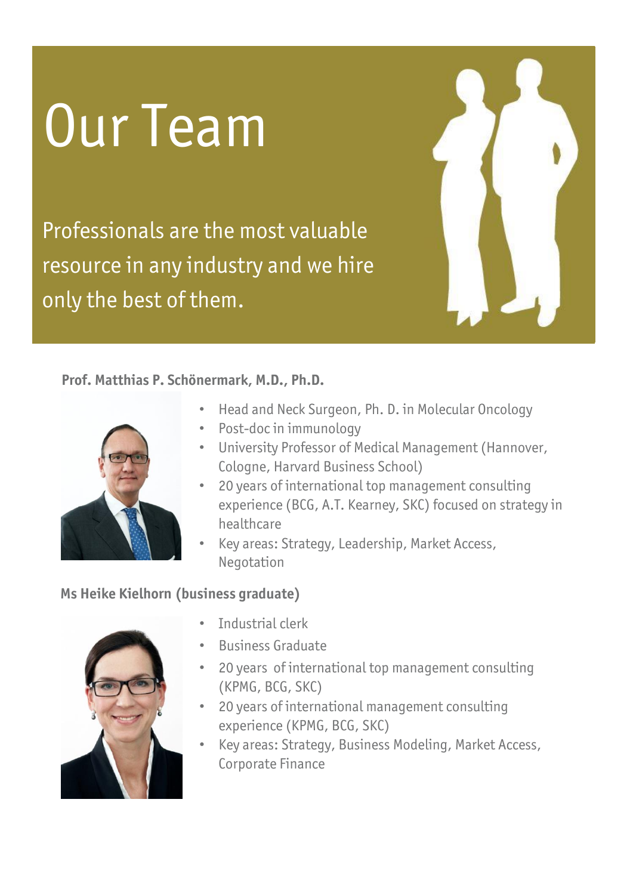# Our Team

Professionals are the most valuable resource in any industry and we hire only the best of them.

**Prof. Matthias P. Schönermark, M.D., Ph.D.**

- Head and Neck Surgeon, Ph. D. in Molecular Oncology
- Post-doc in immunology
- University Professor of Medical Management (Hannover, Cologne, Harvard Business School)
- 20 years of international top management consulting experience (BCG, A.T. Kearney, SKC) focused on strategy in healthcare
- Key areas: Strategy, Leadership, Market Access, Negotation

**Ms Heike Kielhorn (business graduate)**

- Industrial clerk
- Business Graduate
- 20 years of international top management consulting (KPMG, BCG, SKC)
- 20 years of international management consulting experience (KPMG, BCG, SKC)
- Key areas: Strategy, Business Modeling, Market Access, Corporate Finance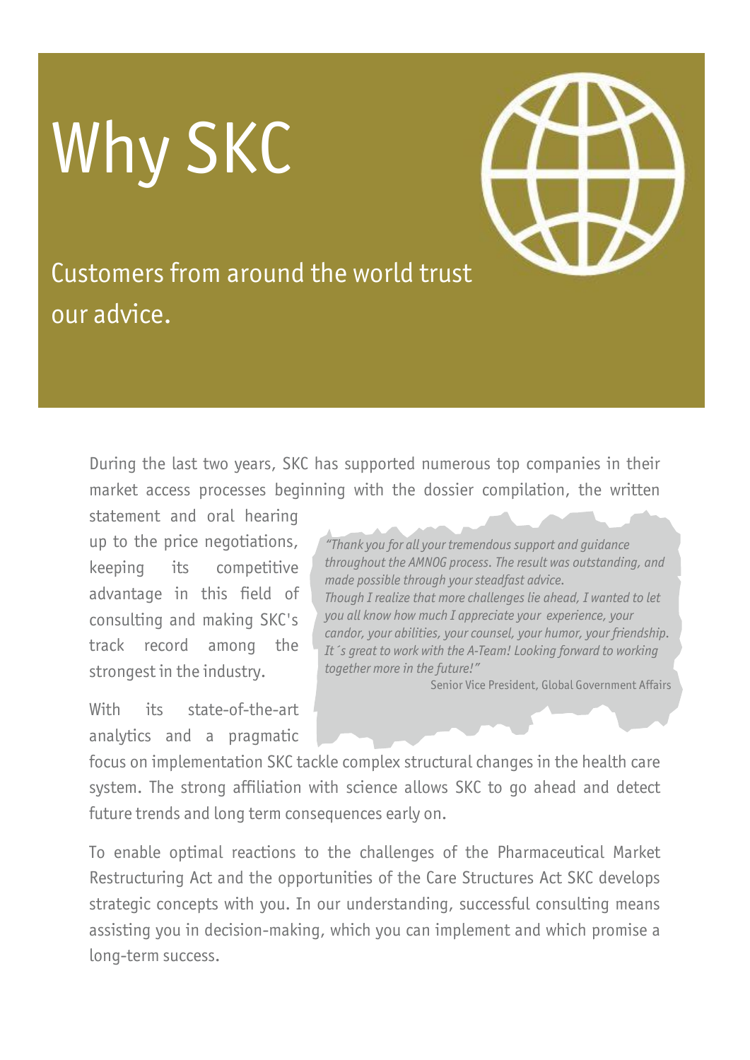# Why SKC

## Customers from around the world trust our advice.

During the last two years, SKC has supported numerous top companies in their market access processes beginning with the dossier compilation, the written statement and oral hearing up to the price negotiations, keeping its competitive advantage in this field of consulting and making SKC's track record among the strongest in the industry.

> *"Thank you for all your tremendous support and guidance throughout the AMNOG process. The result was outstanding, and made possible through your steadfast advice.*
> *Though I realize that more challenges lie ahead, I wanted to let you all know how much I appreciate your experience, your candor, your abilities, your counsel, your humor, your friendship. It´s great to work with the A-Team! Looking forward to working together more in the future!"*
>
> Senior Vice President, Global Government Affairs

With its state-of-the-art analytics and a pragmatic focus on implementation SKC tackle complex structural changes in the health care system. The strong affiliation with science allows SKC to go ahead and detect future trends and long term consequences early on.

To enable optimal reactions to the challenges of the Pharmaceutical Market Restructuring Act and the opportunities of the Care Structures Act SKC develops strategic concepts with you. In our understanding, successful consulting means assisting you in decision-making, which you can implement and which promise a long-term success.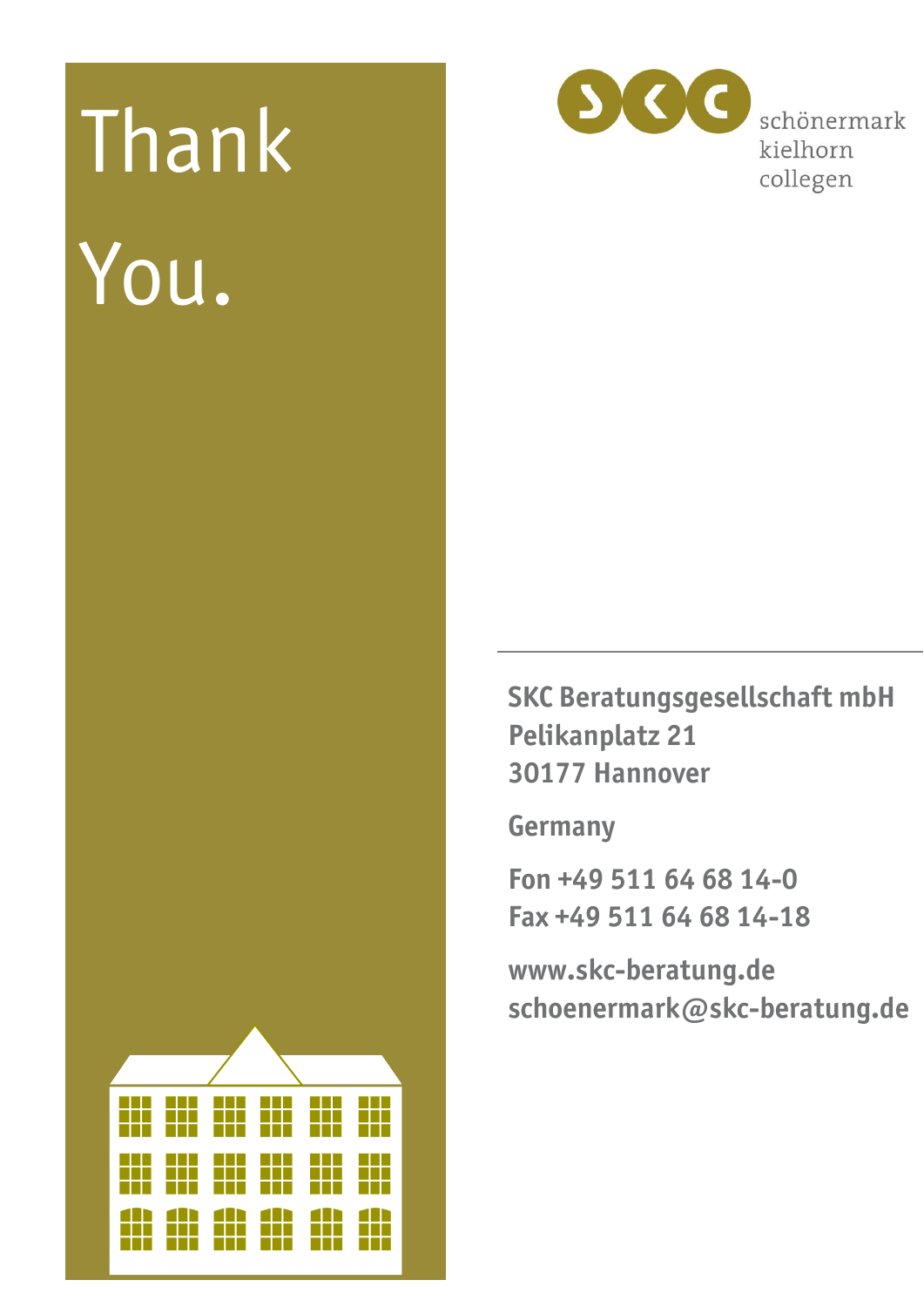# Thank You.

schönermark
kielhorn
collegen

---

**SKC Beratungsgesellschaft mbH**
**Pelikanplatz 21**
**30177 Hannover**

**Germany**

**Fon +49 511 64 68 14-0**
**Fax +49 511 64 68 14-18**

**www.skc-beratung.de**
**schoenermark@skc-beratung.de**